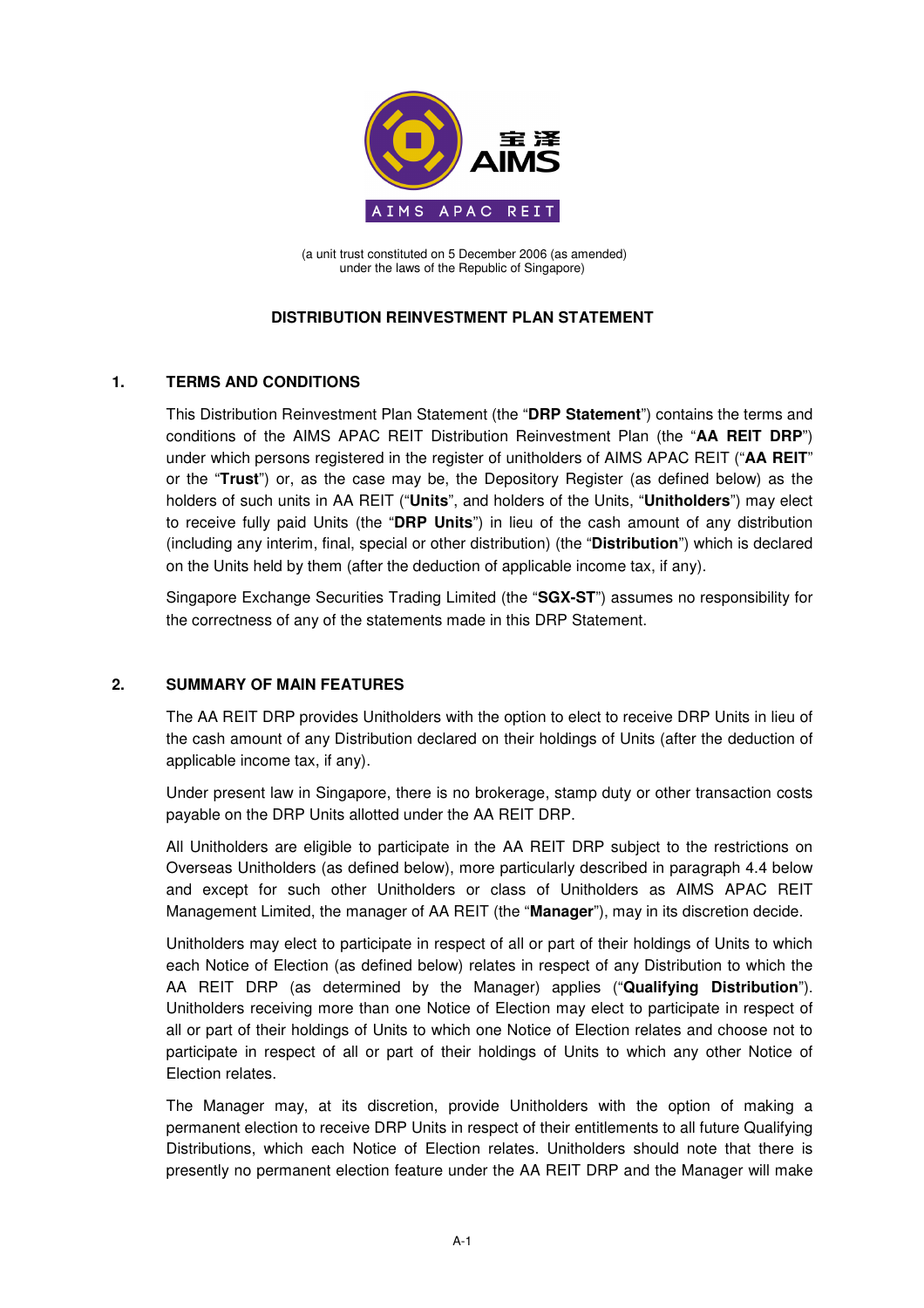宝 泽
AIMS

AIMS APAC REIT

(a unit trust constituted on 5 December 2006 (as amended)
under the laws of the Republic of Singapore)

# DISTRIBUTION REINVESTMENT PLAN STATEMENT

## 1. TERMS AND CONDITIONS

This Distribution Reinvestment Plan Statement (the "**DRP Statement**") contains the terms and conditions of the AIMS APAC REIT Distribution Reinvestment Plan (the "**AA REIT DRP**") under which persons registered in the register of unitholders of AIMS APAC REIT ("**AA REIT**" or the "**Trust**") or, as the case may be, the Depository Register (as defined below) as the holders of such units in AA REIT ("**Units**", and holders of the Units, "**Unitholders**") may elect to receive fully paid Units (the "**DRP Units**") in lieu of the cash amount of any distribution (including any interim, final, special or other distribution) (the "**Distribution**") which is declared on the Units held by them (after the deduction of applicable income tax, if any).

Singapore Exchange Securities Trading Limited (the "**SGX-ST**") assumes no responsibility for the correctness of any of the statements made in this DRP Statement.

## 2. SUMMARY OF MAIN FEATURES

The AA REIT DRP provides Unitholders with the option to elect to receive DRP Units in lieu of the cash amount of any Distribution declared on their holdings of Units (after the deduction of applicable income tax, if any).

Under present law in Singapore, there is no brokerage, stamp duty or other transaction costs payable on the DRP Units allotted under the AA REIT DRP.

All Unitholders are eligible to participate in the AA REIT DRP subject to the restrictions on Overseas Unitholders (as defined below), more particularly described in paragraph 4.4 below and except for such other Unitholders or class of Unitholders as AIMS APAC REIT Management Limited, the manager of AA REIT (the "**Manager**"), may in its discretion decide.

Unitholders may elect to participate in respect of all or part of their holdings of Units to which each Notice of Election (as defined below) relates in respect of any Distribution to which the AA REIT DRP (as determined by the Manager) applies ("**Qualifying Distribution**"). Unitholders receiving more than one Notice of Election may elect to participate in respect of all or part of their holdings of Units to which one Notice of Election relates and choose not to participate in respect of all or part of their holdings of Units to which any other Notice of Election relates.

The Manager may, at its discretion, provide Unitholders with the option of making a permanent election to receive DRP Units in respect of their entitlements to all future Qualifying Distributions, which each Notice of Election relates. Unitholders should note that there is presently no permanent election feature under the AA REIT DRP and the Manager will make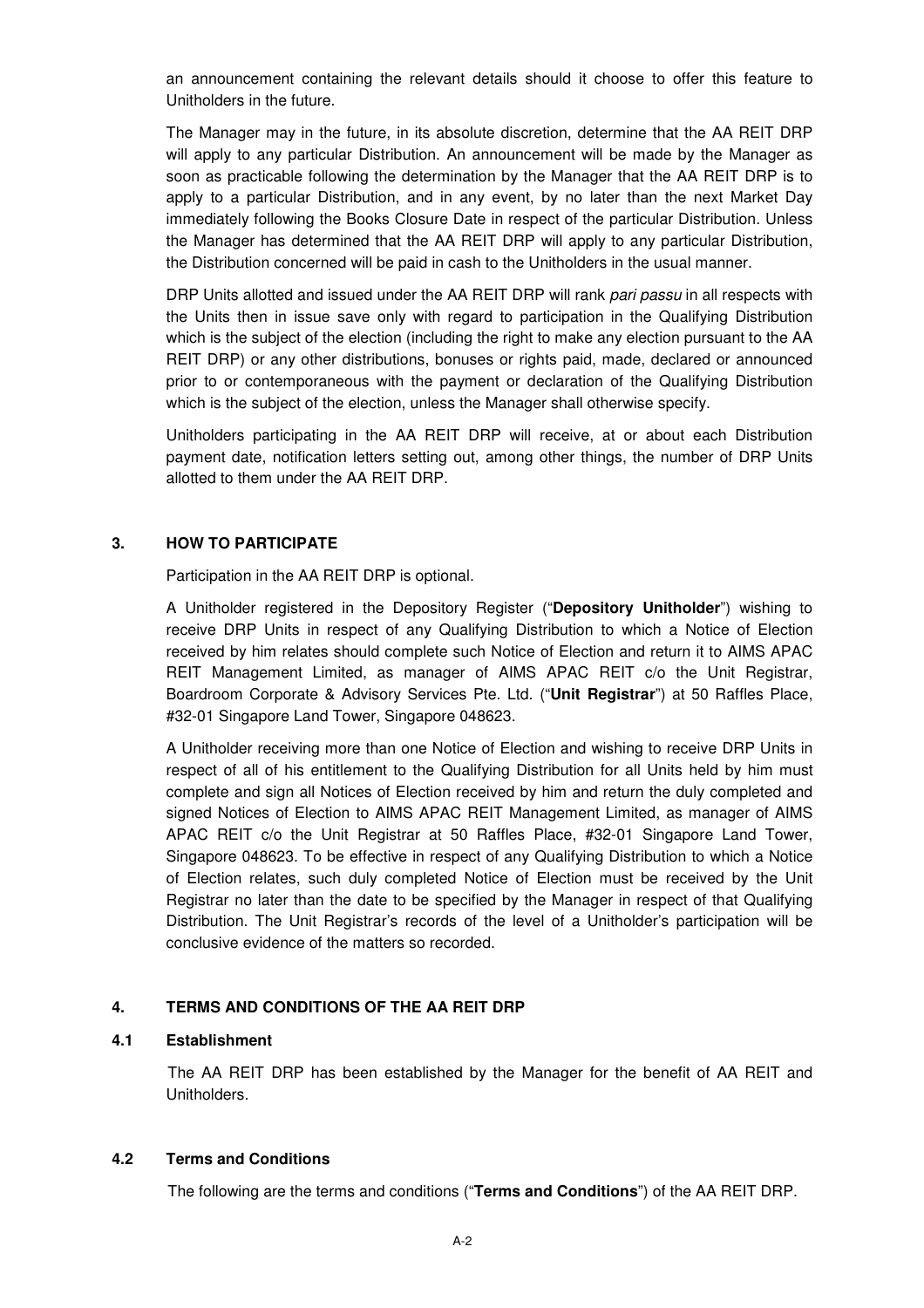an announcement containing the relevant details should it choose to offer this feature to Unitholders in the future.

The Manager may in the future, in its absolute discretion, determine that the AA REIT DRP will apply to any particular Distribution. An announcement will be made by the Manager as soon as practicable following the determination by the Manager that the AA REIT DRP is to apply to a particular Distribution, and in any event, by no later than the next Market Day immediately following the Books Closure Date in respect of the particular Distribution. Unless the Manager has determined that the AA REIT DRP will apply to any particular Distribution, the Distribution concerned will be paid in cash to the Unitholders in the usual manner.

DRP Units allotted and issued under the AA REIT DRP will rank *pari passu* in all respects with the Units then in issue save only with regard to participation in the Qualifying Distribution which is the subject of the election (including the right to make any election pursuant to the AA REIT DRP) or any other distributions, bonuses or rights paid, made, declared or announced prior to or contemporaneous with the payment or declaration of the Qualifying Distribution which is the subject of the election, unless the Manager shall otherwise specify.

Unitholders participating in the AA REIT DRP will receive, at or about each Distribution payment date, notification letters setting out, among other things, the number of DRP Units allotted to them under the AA REIT DRP.

## 3. HOW TO PARTICIPATE

Participation in the AA REIT DRP is optional.

A Unitholder registered in the Depository Register ("**Depository Unitholder**") wishing to receive DRP Units in respect of any Qualifying Distribution to which a Notice of Election received by him relates should complete such Notice of Election and return it to AIMS APAC REIT Management Limited, as manager of AIMS APAC REIT c/o the Unit Registrar, Boardroom Corporate & Advisory Services Pte. Ltd. ("**Unit Registrar**") at 50 Raffles Place, #32-01 Singapore Land Tower, Singapore 048623.

A Unitholder receiving more than one Notice of Election and wishing to receive DRP Units in respect of all of his entitlement to the Qualifying Distribution for all Units held by him must complete and sign all Notices of Election received by him and return the duly completed and signed Notices of Election to AIMS APAC REIT Management Limited, as manager of AIMS APAC REIT c/o the Unit Registrar at 50 Raffles Place, #32-01 Singapore Land Tower, Singapore 048623. To be effective in respect of any Qualifying Distribution to which a Notice of Election relates, such duly completed Notice of Election must be received by the Unit Registrar no later than the date to be specified by the Manager in respect of that Qualifying Distribution. The Unit Registrar's records of the level of a Unitholder's participation will be conclusive evidence of the matters so recorded.

## 4. TERMS AND CONDITIONS OF THE AA REIT DRP

### 4.1 Establishment

The AA REIT DRP has been established by the Manager for the benefit of AA REIT and Unitholders.

### 4.2 Terms and Conditions

The following are the terms and conditions ("**Terms and Conditions**") of the AA REIT DRP.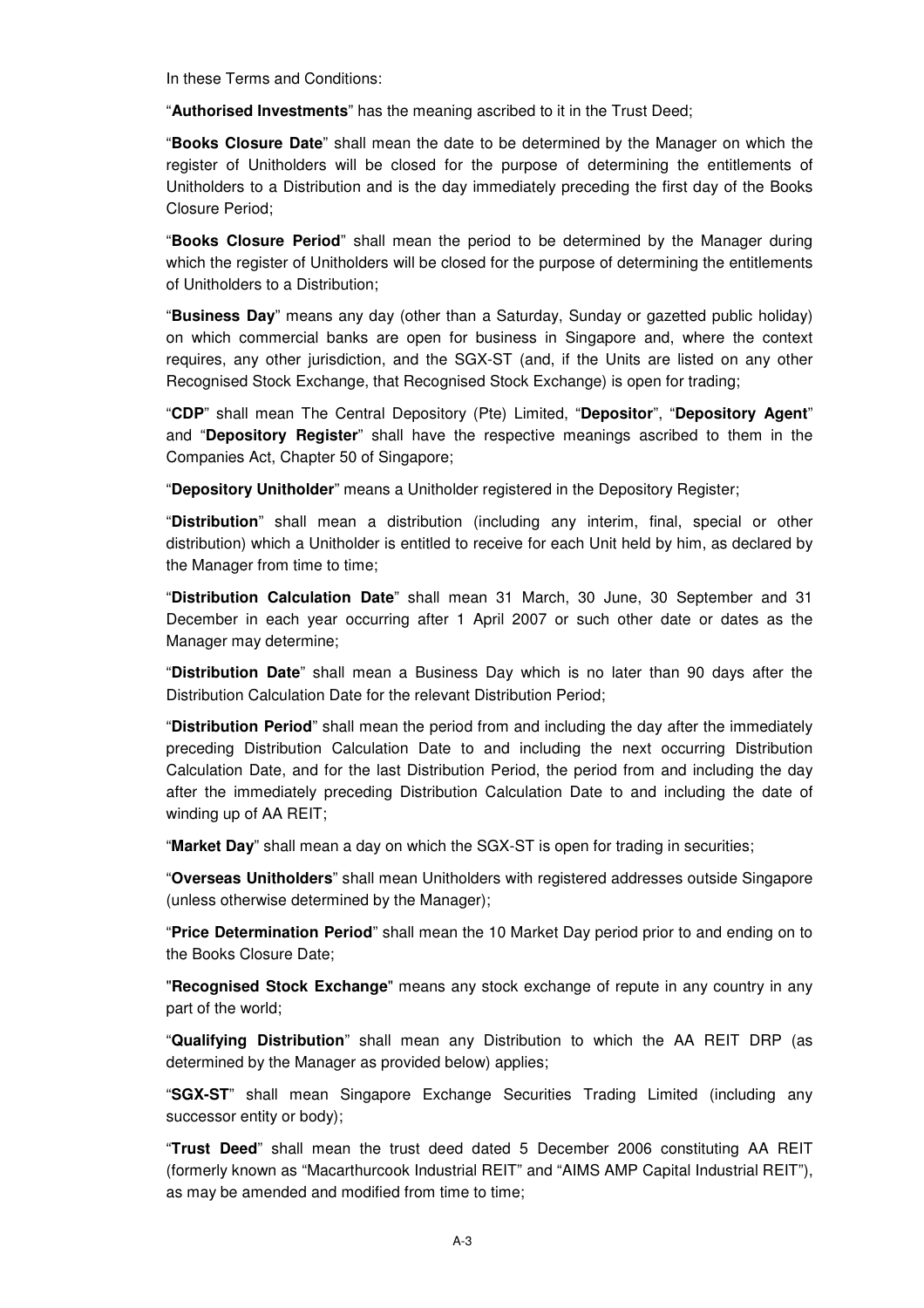In these Terms and Conditions:

“**Authorised Investments**” has the meaning ascribed to it in the Trust Deed;

“**Books Closure Date**” shall mean the date to be determined by the Manager on which the register of Unitholders will be closed for the purpose of determining the entitlements of Unitholders to a Distribution and is the day immediately preceding the first day of the Books Closure Period;

“**Books Closure Period**” shall mean the period to be determined by the Manager during which the register of Unitholders will be closed for the purpose of determining the entitlements of Unitholders to a Distribution;

“**Business Day**” means any day (other than a Saturday, Sunday or gazetted public holiday) on which commercial banks are open for business in Singapore and, where the context requires, any other jurisdiction, and the SGX-ST (and, if the Units are listed on any other Recognised Stock Exchange, that Recognised Stock Exchange) is open for trading;

“**CDP**” shall mean The Central Depository (Pte) Limited, “**Depositor**”, “**Depository Agent**” and “**Depository Register**” shall have the respective meanings ascribed to them in the Companies Act, Chapter 50 of Singapore;

“**Depository Unitholder**” means a Unitholder registered in the Depository Register;

“**Distribution**” shall mean a distribution (including any interim, final, special or other distribution) which a Unitholder is entitled to receive for each Unit held by him, as declared by the Manager from time to time;

“**Distribution Calculation Date**” shall mean 31 March, 30 June, 30 September and 31 December in each year occurring after 1 April 2007 or such other date or dates as the Manager may determine;

“**Distribution Date**” shall mean a Business Day which is no later than 90 days after the Distribution Calculation Date for the relevant Distribution Period;

“**Distribution Period**” shall mean the period from and including the day after the immediately preceding Distribution Calculation Date to and including the next occurring Distribution Calculation Date, and for the last Distribution Period, the period from and including the day after the immediately preceding Distribution Calculation Date to and including the date of winding up of AA REIT;

“**Market Day**” shall mean a day on which the SGX-ST is open for trading in securities;

“**Overseas Unitholders**” shall mean Unitholders with registered addresses outside Singapore (unless otherwise determined by the Manager);

“**Price Determination Period**” shall mean the 10 Market Day period prior to and ending on to the Books Closure Date;

"**Recognised Stock Exchange**" means any stock exchange of repute in any country in any part of the world;

“**Qualifying Distribution**” shall mean any Distribution to which the AA REIT DRP (as determined by the Manager as provided below) applies;

“**SGX-ST**” shall mean Singapore Exchange Securities Trading Limited (including any successor entity or body);

“**Trust Deed**” shall mean the trust deed dated 5 December 2006 constituting AA REIT (formerly known as “Macarthurcook Industrial REIT” and “AIMS AMP Capital Industrial REIT”), as may be amended and modified from time to time;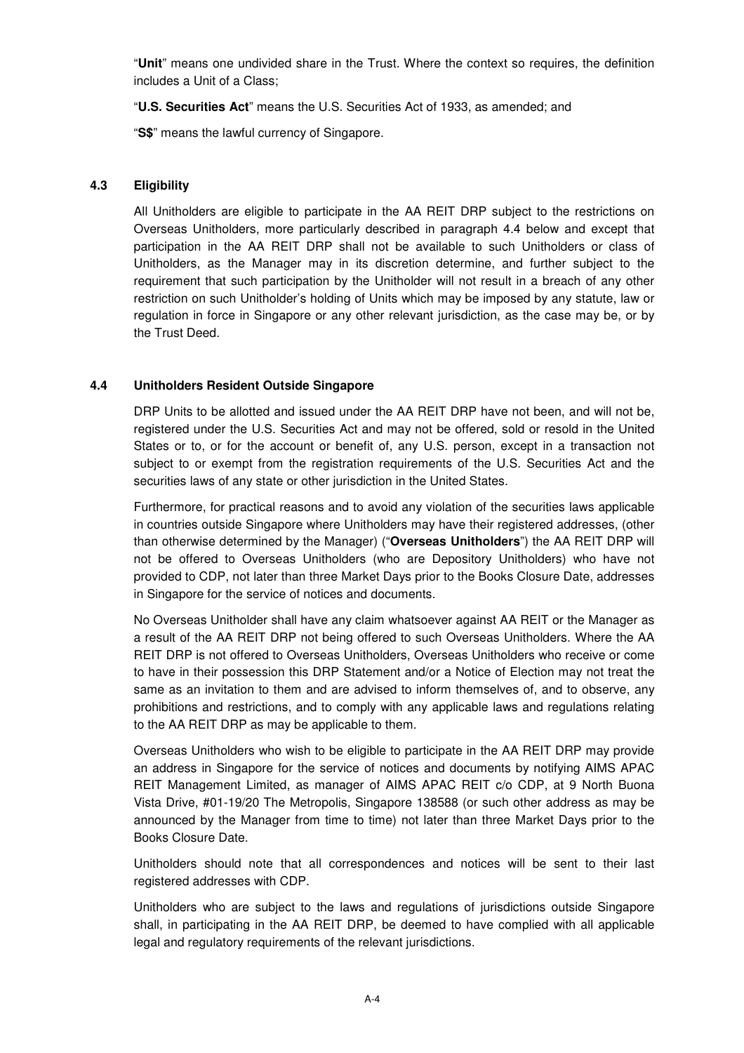"**Unit**" means one undivided share in the Trust. Where the context so requires, the definition includes a Unit of a Class;

"**U.S. Securities Act**" means the U.S. Securities Act of 1933, as amended; and

"**S$**" means the lawful currency of Singapore.

### 4.3 Eligibility

All Unitholders are eligible to participate in the AA REIT DRP subject to the restrictions on Overseas Unitholders, more particularly described in paragraph 4.4 below and except that participation in the AA REIT DRP shall not be available to such Unitholders or class of Unitholders, as the Manager may in its discretion determine, and further subject to the requirement that such participation by the Unitholder will not result in a breach of any other restriction on such Unitholder's holding of Units which may be imposed by any statute, law or regulation in force in Singapore or any other relevant jurisdiction, as the case may be, or by the Trust Deed.

### 4.4 Unitholders Resident Outside Singapore

DRP Units to be allotted and issued under the AA REIT DRP have not been, and will not be, registered under the U.S. Securities Act and may not be offered, sold or resold in the United States or to, or for the account or benefit of, any U.S. person, except in a transaction not subject to or exempt from the registration requirements of the U.S. Securities Act and the securities laws of any state or other jurisdiction in the United States.

Furthermore, for practical reasons and to avoid any violation of the securities laws applicable in countries outside Singapore where Unitholders may have their registered addresses, (other than otherwise determined by the Manager) ("**Overseas Unitholders**") the AA REIT DRP will not be offered to Overseas Unitholders (who are Depository Unitholders) who have not provided to CDP, not later than three Market Days prior to the Books Closure Date, addresses in Singapore for the service of notices and documents.

No Overseas Unitholder shall have any claim whatsoever against AA REIT or the Manager as a result of the AA REIT DRP not being offered to such Overseas Unitholders. Where the AA REIT DRP is not offered to Overseas Unitholders, Overseas Unitholders who receive or come to have in their possession this DRP Statement and/or a Notice of Election may not treat the same as an invitation to them and are advised to inform themselves of, and to observe, any prohibitions and restrictions, and to comply with any applicable laws and regulations relating to the AA REIT DRP as may be applicable to them.

Overseas Unitholders who wish to be eligible to participate in the AA REIT DRP may provide an address in Singapore for the service of notices and documents by notifying AIMS APAC REIT Management Limited, as manager of AIMS APAC REIT c/o CDP, at 9 North Buona Vista Drive, #01-19/20 The Metropolis, Singapore 138588 (or such other address as may be announced by the Manager from time to time) not later than three Market Days prior to the Books Closure Date.

Unitholders should note that all correspondences and notices will be sent to their last registered addresses with CDP.

Unitholders who are subject to the laws and regulations of jurisdictions outside Singapore shall, in participating in the AA REIT DRP, be deemed to have complied with all applicable legal and regulatory requirements of the relevant jurisdictions.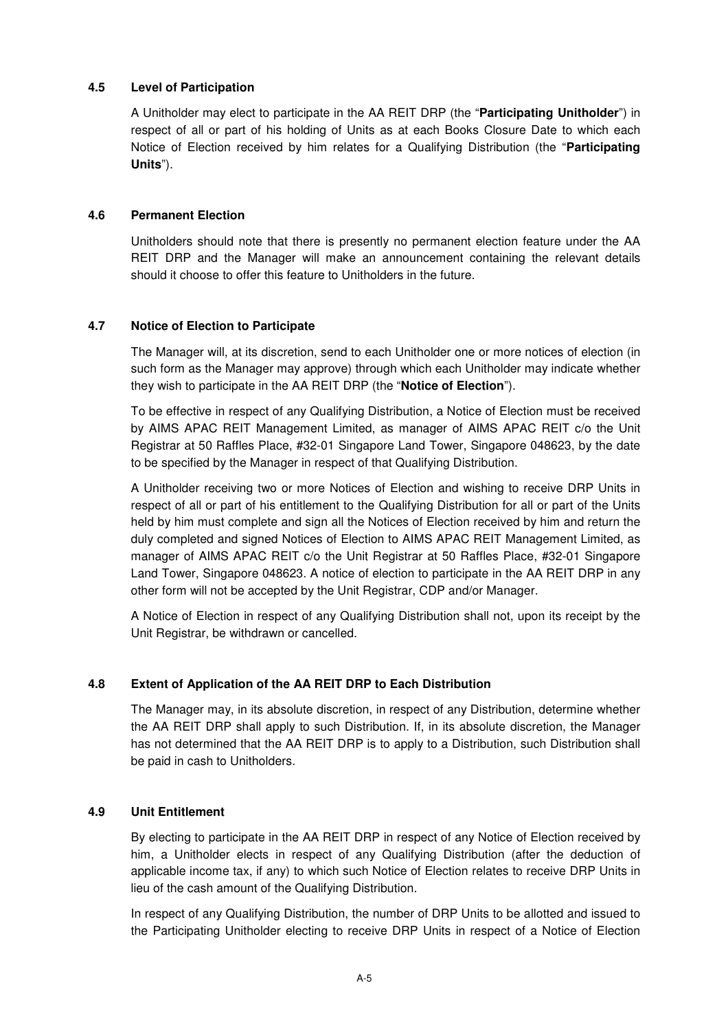### 4.5 Level of Participation

A Unitholder may elect to participate in the AA REIT DRP (the "**Participating Unitholder**") in respect of all or part of his holding of Units as at each Books Closure Date to which each Notice of Election received by him relates for a Qualifying Distribution (the "**Participating Units**").

### 4.6 Permanent Election

Unitholders should note that there is presently no permanent election feature under the AA REIT DRP and the Manager will make an announcement containing the relevant details should it choose to offer this feature to Unitholders in the future.

### 4.7 Notice of Election to Participate

The Manager will, at its discretion, send to each Unitholder one or more notices of election (in such form as the Manager may approve) through which each Unitholder may indicate whether they wish to participate in the AA REIT DRP (the "**Notice of Election**").

To be effective in respect of any Qualifying Distribution, a Notice of Election must be received by AIMS APAC REIT Management Limited, as manager of AIMS APAC REIT c/o the Unit Registrar at 50 Raffles Place, #32-01 Singapore Land Tower, Singapore 048623, by the date to be specified by the Manager in respect of that Qualifying Distribution.

A Unitholder receiving two or more Notices of Election and wishing to receive DRP Units in respect of all or part of his entitlement to the Qualifying Distribution for all or part of the Units held by him must complete and sign all the Notices of Election received by him and return the duly completed and signed Notices of Election to AIMS APAC REIT Management Limited, as manager of AIMS APAC REIT c/o the Unit Registrar at 50 Raffles Place, #32-01 Singapore Land Tower, Singapore 048623. A notice of election to participate in the AA REIT DRP in any other form will not be accepted by the Unit Registrar, CDP and/or Manager.

A Notice of Election in respect of any Qualifying Distribution shall not, upon its receipt by the Unit Registrar, be withdrawn or cancelled.

### 4.8 Extent of Application of the AA REIT DRP to Each Distribution

The Manager may, in its absolute discretion, in respect of any Distribution, determine whether the AA REIT DRP shall apply to such Distribution. If, in its absolute discretion, the Manager has not determined that the AA REIT DRP is to apply to a Distribution, such Distribution shall be paid in cash to Unitholders.

### 4.9 Unit Entitlement

By electing to participate in the AA REIT DRP in respect of any Notice of Election received by him, a Unitholder elects in respect of any Qualifying Distribution (after the deduction of applicable income tax, if any) to which such Notice of Election relates to receive DRP Units in lieu of the cash amount of the Qualifying Distribution.

In respect of any Qualifying Distribution, the number of DRP Units to be allotted and issued to the Participating Unitholder electing to receive DRP Units in respect of a Notice of Election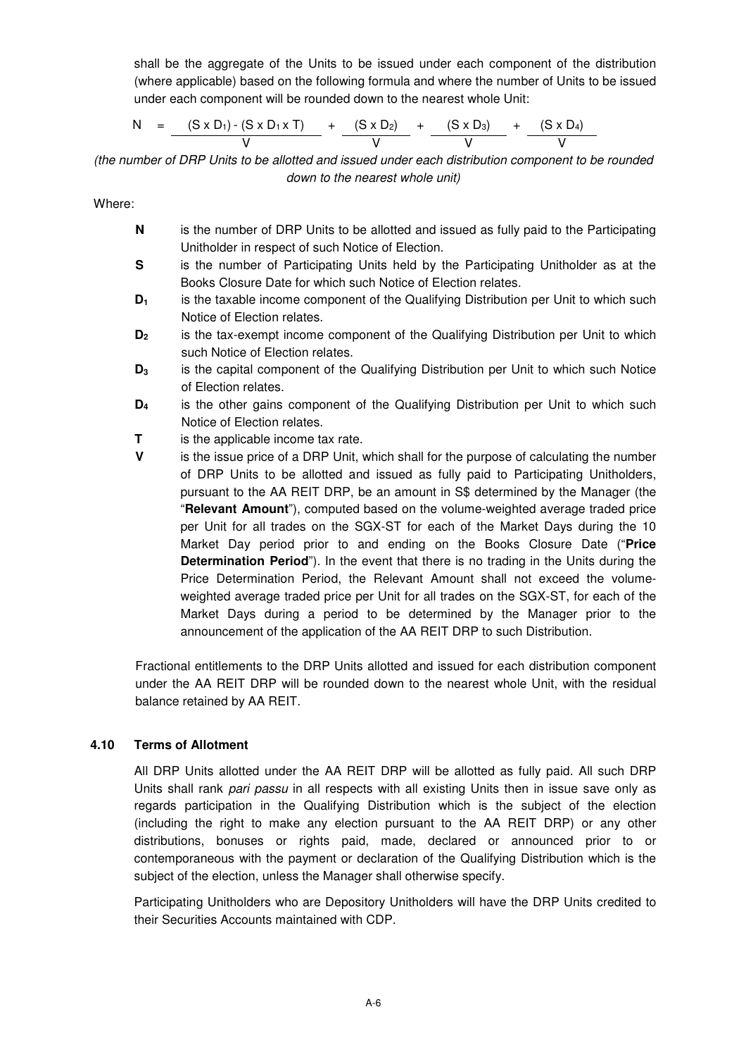shall be the aggregate of the Units to be issued under each component of the distribution (where applicable) based on the following formula and where the number of Units to be issued under each component will be rounded down to the nearest whole Unit:

$$N = \frac{(S \times D_1) - (S \times D_1 \times T)}{V} + \frac{(S \times D_2)}{V} + \frac{(S \times D_3)}{V} + \frac{(S \times D_4)}{V}$$

*(the number of DRP Units to be allotted and issued under each distribution component to be rounded down to the nearest whole unit)*

Where:

- **N** is the number of DRP Units to be allotted and issued as fully paid to the Participating Unitholder in respect of such Notice of Election.
- **S** is the number of Participating Units held by the Participating Unitholder as at the Books Closure Date for which such Notice of Election relates.
- **$D_1$** is the taxable income component of the Qualifying Distribution per Unit to which such Notice of Election relates.
- **$D_2$** is the tax-exempt income component of the Qualifying Distribution per Unit to which such Notice of Election relates.
- **$D_3$** is the capital component of the Qualifying Distribution per Unit to which such Notice of Election relates.
- **$D_4$** is the other gains component of the Qualifying Distribution per Unit to which such Notice of Election relates.
- **T** is the applicable income tax rate.
- **V** is the issue price of a DRP Unit, which shall for the purpose of calculating the number of DRP Units to be allotted and issued as fully paid to Participating Unitholders, pursuant to the AA REIT DRP, be an amount in S$ determined by the Manager (the "**Relevant Amount**"), computed based on the volume-weighted average traded price per Unit for all trades on the SGX-ST for each of the Market Days during the 10 Market Day period prior to and ending on the Books Closure Date ("**Price Determination Period**"). In the event that there is no trading in the Units during the Price Determination Period, the Relevant Amount shall not exceed the volume-weighted average traded price per Unit for all trades on the SGX-ST, for each of the Market Days during a period to be determined by the Manager prior to the announcement of the application of the AA REIT DRP to such Distribution.

Fractional entitlements to the DRP Units allotted and issued for each distribution component under the AA REIT DRP will be rounded down to the nearest whole Unit, with the residual balance retained by AA REIT.

### 4.10 Terms of Allotment

All DRP Units allotted under the AA REIT DRP will be allotted as fully paid. All such DRP Units shall rank *pari passu* in all respects with all existing Units then in issue save only as regards participation in the Qualifying Distribution which is the subject of the election (including the right to make any election pursuant to the AA REIT DRP) or any other distributions, bonuses or rights paid, made, declared or announced prior to or contemporaneous with the payment or declaration of the Qualifying Distribution which is the subject of the election, unless the Manager shall otherwise specify.

Participating Unitholders who are Depository Unitholders will have the DRP Units credited to their Securities Accounts maintained with CDP.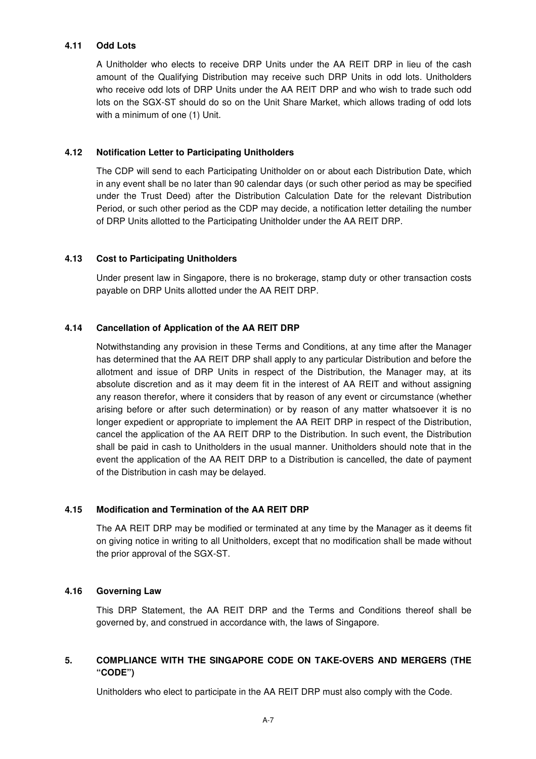### 4.11 Odd Lots

A Unitholder who elects to receive DRP Units under the AA REIT DRP in lieu of the cash amount of the Qualifying Distribution may receive such DRP Units in odd lots. Unitholders who receive odd lots of DRP Units under the AA REIT DRP and who wish to trade such odd lots on the SGX-ST should do so on the Unit Share Market, which allows trading of odd lots with a minimum of one (1) Unit.

### 4.12 Notification Letter to Participating Unitholders

The CDP will send to each Participating Unitholder on or about each Distribution Date, which in any event shall be no later than 90 calendar days (or such other period as may be specified under the Trust Deed) after the Distribution Calculation Date for the relevant Distribution Period, or such other period as the CDP may decide, a notification letter detailing the number of DRP Units allotted to the Participating Unitholder under the AA REIT DRP.

### 4.13 Cost to Participating Unitholders

Under present law in Singapore, there is no brokerage, stamp duty or other transaction costs payable on DRP Units allotted under the AA REIT DRP.

### 4.14 Cancellation of Application of the AA REIT DRP

Notwithstanding any provision in these Terms and Conditions, at any time after the Manager has determined that the AA REIT DRP shall apply to any particular Distribution and before the allotment and issue of DRP Units in respect of the Distribution, the Manager may, at its absolute discretion and as it may deem fit in the interest of AA REIT and without assigning any reason therefor, where it considers that by reason of any event or circumstance (whether arising before or after such determination) or by reason of any matter whatsoever it is no longer expedient or appropriate to implement the AA REIT DRP in respect of the Distribution, cancel the application of the AA REIT DRP to the Distribution. In such event, the Distribution shall be paid in cash to Unitholders in the usual manner. Unitholders should note that in the event the application of the AA REIT DRP to a Distribution is cancelled, the date of payment of the Distribution in cash may be delayed.

### 4.15 Modification and Termination of the AA REIT DRP

The AA REIT DRP may be modified or terminated at any time by the Manager as it deems fit on giving notice in writing to all Unitholders, except that no modification shall be made without the prior approval of the SGX-ST.

### 4.16 Governing Law

This DRP Statement, the AA REIT DRP and the Terms and Conditions thereof shall be governed by, and construed in accordance with, the laws of Singapore.

## 5. COMPLIANCE WITH THE SINGAPORE CODE ON TAKE-OVERS AND MERGERS (THE "CODE")

Unitholders who elect to participate in the AA REIT DRP must also comply with the Code.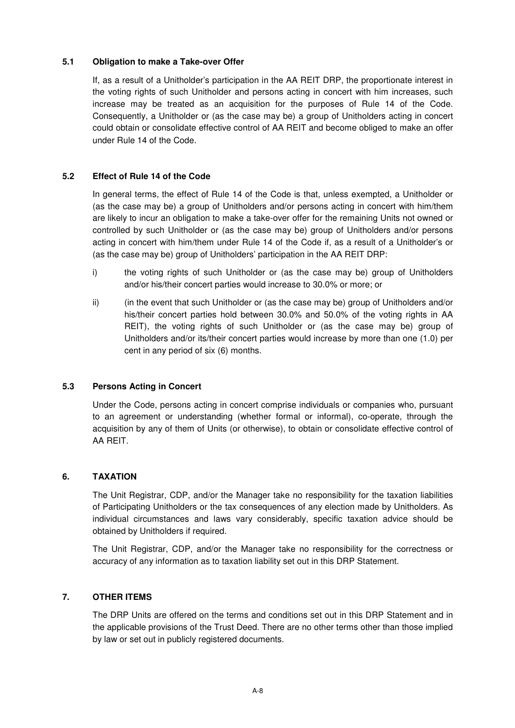### 5.1 Obligation to make a Take-over Offer

If, as a result of a Unitholder's participation in the AA REIT DRP, the proportionate interest in the voting rights of such Unitholder and persons acting in concert with him increases, such increase may be treated as an acquisition for the purposes of Rule 14 of the Code. Consequently, a Unitholder or (as the case may be) a group of Unitholders acting in concert could obtain or consolidate effective control of AA REIT and become obliged to make an offer under Rule 14 of the Code.

### 5.2 Effect of Rule 14 of the Code

In general terms, the effect of Rule 14 of the Code is that, unless exempted, a Unitholder or (as the case may be) a group of Unitholders and/or persons acting in concert with him/them are likely to incur an obligation to make a take-over offer for the remaining Units not owned or controlled by such Unitholder or (as the case may be) group of Unitholders and/or persons acting in concert with him/them under Rule 14 of the Code if, as a result of a Unitholder's or (as the case may be) group of Unitholders' participation in the AA REIT DRP:

i) the voting rights of such Unitholder or (as the case may be) group of Unitholders and/or his/their concert parties would increase to 30.0% or more; or

ii) (in the event that such Unitholder or (as the case may be) group of Unitholders and/or his/their concert parties hold between 30.0% and 50.0% of the voting rights in AA REIT), the voting rights of such Unitholder or (as the case may be) group of Unitholders and/or its/their concert parties would increase by more than one (1.0) per cent in any period of six (6) months.

### 5.3 Persons Acting in Concert

Under the Code, persons acting in concert comprise individuals or companies who, pursuant to an agreement or understanding (whether formal or informal), co-operate, through the acquisition by any of them of Units (or otherwise), to obtain or consolidate effective control of AA REIT.

## 6. TAXATION

The Unit Registrar, CDP, and/or the Manager take no responsibility for the taxation liabilities of Participating Unitholders or the tax consequences of any election made by Unitholders. As individual circumstances and laws vary considerably, specific taxation advice should be obtained by Unitholders if required.

The Unit Registrar, CDP, and/or the Manager take no responsibility for the correctness or accuracy of any information as to taxation liability set out in this DRP Statement.

## 7. OTHER ITEMS

The DRP Units are offered on the terms and conditions set out in this DRP Statement and in the applicable provisions of the Trust Deed. There are no other terms other than those implied by law or set out in publicly registered documents.